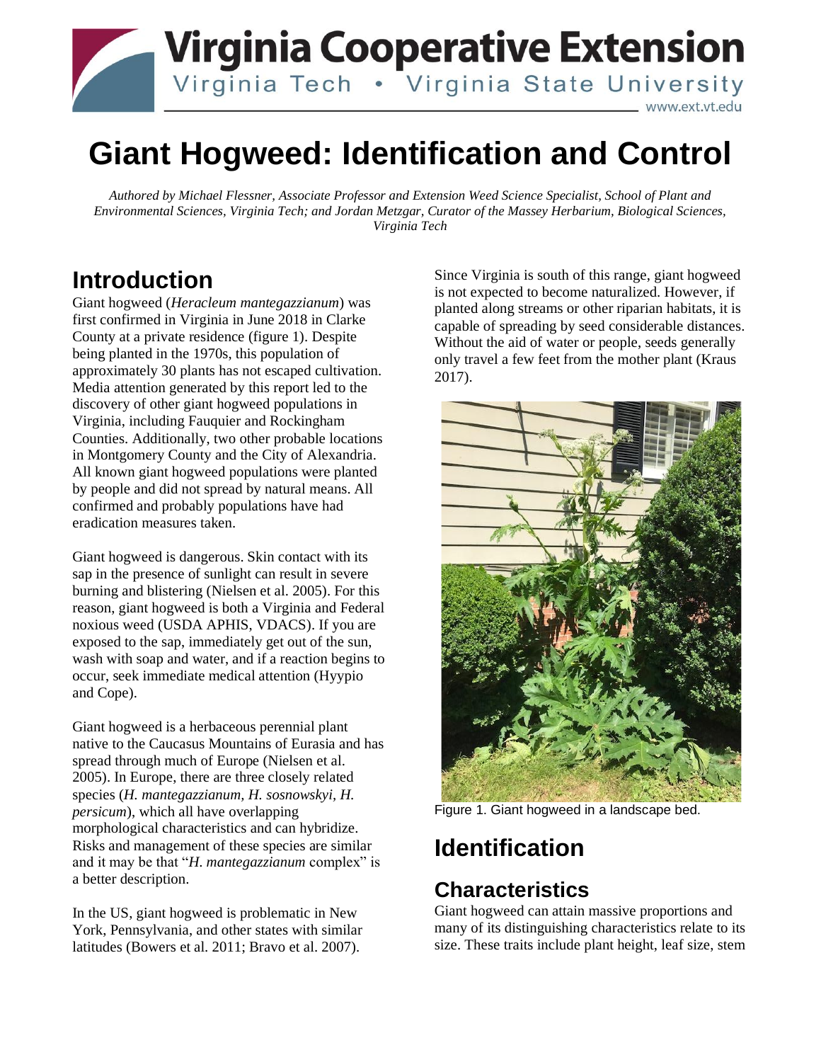# Giant Hogweed: Identification and Control

*Authored by Michael Flessner, Associate Professor and Extension Weed Science Specialist, School of Plant and Environmental Sciences, Virginia Tech; and Jordan Metzgar, Curator of the Massey Herbarium, Biological Sciences, Virginia Tech*

## Introduction

Giant hogweed (*Heracleum mantegazzianum*) was first confirmed in Virginia in June 2018 in Clarke County at a private residence (figure 1). Despite being planted in the 1970s, this population of approximately 30 plants has not escaped cultivation. Media attention generated by this report led to the discovery of other giant hogweed populations in Virginia, including Fauquier and Rockingham Counties. Additionally, two other probable locations in Montgomery County and the City of Alexandria. All known giant hogweed populations were planted by people and did not spread by natural means. All confirmed and probably populations have had eradication measures taken.

Giant hogweed is dangerous. Skin contact with its sap in the presence of sunlight can result in severe burning and blistering (Nielsen et al. 2005). For this reason, giant hogweed is both a Virginia and Federal noxious weed (USDA APHIS, VDACS). If you are exposed to the sap, immediately get out of the sun, wash with soap and water, and if a reaction begins to occur, seek immediate medical attention (Hyypio and Cope).

Giant hogweed is a herbaceous perennial plant native to the Caucasus Mountains of Eurasia and has spread through much of Europe (Nielsen et al. 2005). In Europe, there are three closely related species (*H. mantegazzianum*, *H. sosnowskyi*, *H. persicum*), which all have overlapping morphological characteristics and can hybridize. Risks and management of these species are similar and it may be that "*H. mantegazzianum* complex" is a better description.

In the US, giant hogweed is problematic in New York, Pennsylvania, and other states with similar latitudes (Bowers et al. 2011; Bravo et al. 2007). Since Virginia is south of this range, giant hogweed is not expected to become naturalized. However, if planted along streams or other riparian habitats, it is capable of spreading by seed considerable distances. Without the aid of water or people, seeds generally only travel a few feet from the mother plant (Kraus 2017).

Figure 1. Giant hogweed in a landscape bed.

## Identification

### Characteristics

Giant hogweed can attain massive proportions and many of its distinguishing characteristics relate to its size. These traits include plant height, leaf size, stem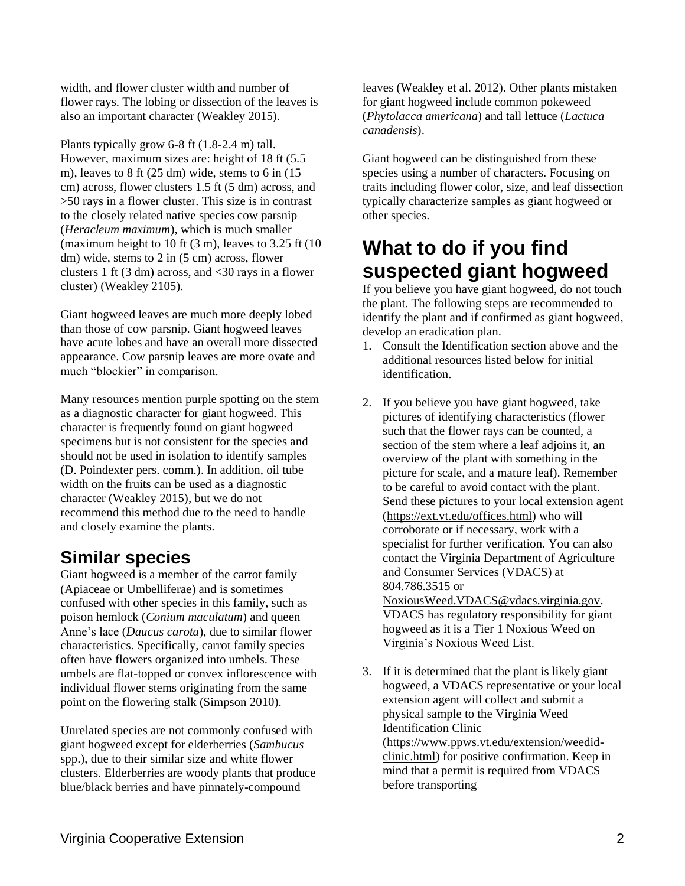width, and flower cluster width and number of flower rays. The lobing or dissection of the leaves is also an important character (Weakley 2015).

Plants typically grow 6-8 ft (1.8-2.4 m) tall. However, maximum sizes are: height of 18 ft (5.5 m), leaves to 8 ft (25 dm) wide, stems to 6 in (15 cm) across, flower clusters 1.5 ft (5 dm) across, and >50 rays in a flower cluster. This size is in contrast to the closely related native species cow parsnip (*Heracleum maximum*), which is much smaller (maximum height to 10 ft (3 m), leaves to 3.25 ft (10 dm) wide, stems to 2 in (5 cm) across, flower clusters 1 ft (3 dm) across, and <30 rays in a flower cluster) (Weakley 2105).

Giant hogweed leaves are much more deeply lobed than those of cow parsnip. Giant hogweed leaves have acute lobes and have an overall more dissected appearance. Cow parsnip leaves are more ovate and much "blockier" in comparison.

Many resources mention purple spotting on the stem as a diagnostic character for giant hogweed. This character is frequently found on giant hogweed specimens but is not consistent for the species and should not be used in isolation to identify samples (D. Poindexter pers. comm.). In addition, oil tube width on the fruits can be used as a diagnostic character (Weakley 2015), but we do not recommend this method due to the need to handle and closely examine the plants.

## Similar species

Giant hogweed is a member of the carrot family (Apiaceae or Umbelliferae) and is sometimes confused with other species in this family, such as poison hemlock (*Conium maculatum*) and queen Anne's lace (*Daucus carota*), due to similar flower characteristics. Specifically, carrot family species often have flowers organized into umbels. These umbels are flat-topped or convex inflorescence with individual flower stems originating from the same point on the flowering stalk (Simpson 2010).

Unrelated species are not commonly confused with giant hogweed except for elderberries (*Sambucus* spp.), due to their similar size and white flower clusters. Elderberries are woody plants that produce blue/black berries and have pinnately-compound leaves (Weakley et al. 2012). Other plants mistaken for giant hogweed include common pokeweed (*Phytolacca americana*) and tall lettuce (*Lactuca canadensis*).

Giant hogweed can be distinguished from these species using a number of characters. Focusing on traits including flower color, size, and leaf dissection typically characterize samples as giant hogweed or other species.

## What to do if you find suspected giant hogweed

If you believe you have giant hogweed, do not touch the plant. The following steps are recommended to identify the plant and if confirmed as giant hogweed, develop an eradication plan.

1. Consult the Identification section above and the additional resources listed below for initial identification.

2. If you believe you have giant hogweed, take pictures of identifying characteristics (flower such that the flower rays can be counted, a section of the stem where a leaf adjoins it, an overview of the plant with something in the picture for scale, and a mature leaf). Remember to be careful to avoid contact with the plant. Send these pictures to your local extension agent (https://ext.vt.edu/offices.html) who will corroborate or if necessary, work with a specialist for further verification. You can also contact the Virginia Department of Agriculture and Consumer Services (VDACS) at 804.786.3515 or NoxiousWeed.VDACS@vdacs.virginia.gov. VDACS has regulatory responsibility for giant hogweed as it is a Tier 1 Noxious Weed on Virginia's Noxious Weed List.

3. If it is determined that the plant is likely giant hogweed, a VDACS representative or your local extension agent will collect and submit a physical sample to the Virginia Weed Identification Clinic (https://www.ppws.vt.edu/extension/weedid-clinic.html) for positive confirmation. Keep in mind that a permit is required from VDACS before transporting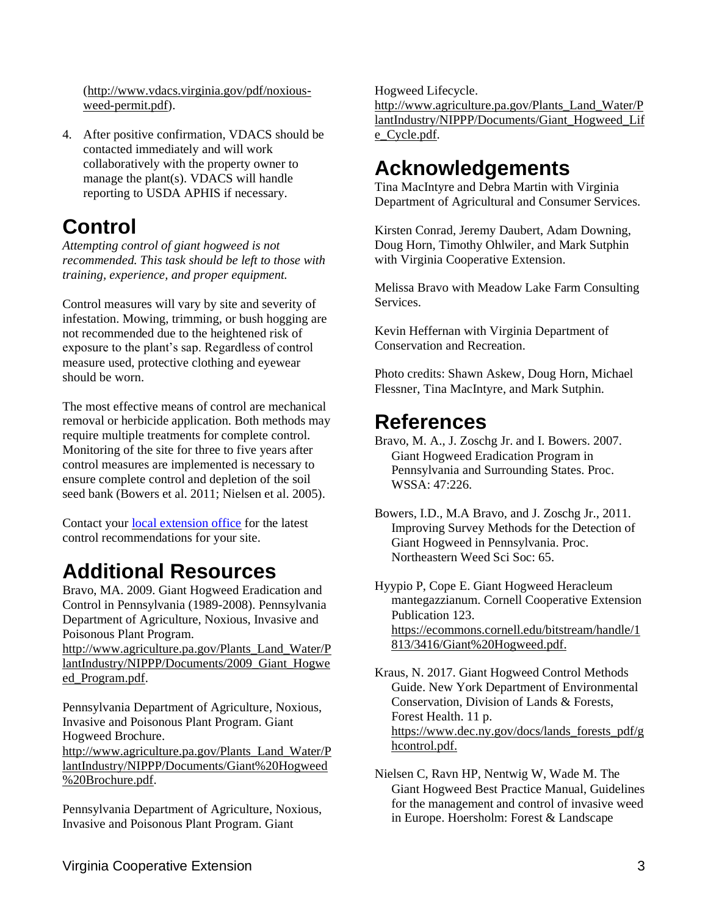(http://www.vdacs.virginia.gov/pdf/noxious-weed-permit.pdf).

4. After positive confirmation, VDACS should be contacted immediately and will work collaboratively with the property owner to manage the plant(s). VDACS will handle reporting to USDA APHIS if necessary.

# Control

*Attempting control of giant hogweed is not recommended. This task should be left to those with training, experience, and proper equipment.*

Control measures will vary by site and severity of infestation. Mowing, trimming, or bush hogging are not recommended due to the heightened risk of exposure to the plant's sap. Regardless of control measure used, protective clothing and eyewear should be worn.

The most effective means of control are mechanical removal or herbicide application. Both methods may require multiple treatments for complete control. Monitoring of the site for three to five years after control measures are implemented is necessary to ensure complete control and depletion of the soil seed bank (Bowers et al. 2011; Nielsen et al. 2005).

Contact your local extension office for the latest control recommendations for your site.

# Additional Resources

Bravo, MA. 2009. Giant Hogweed Eradication and Control in Pennsylvania (1989-2008). Pennsylvania Department of Agriculture, Noxious, Invasive and Poisonous Plant Program. http://www.agriculture.pa.gov/Plants_Land_Water/PlantIndustry/NIPPP/Documents/2009_Giant_Hogweed_Program.pdf.

Pennsylvania Department of Agriculture, Noxious, Invasive and Poisonous Plant Program. Giant Hogweed Brochure. http://www.agriculture.pa.gov/Plants_Land_Water/PlantIndustry/NIPPP/Documents/Giant%20Hogweed%20Brochure.pdf.

Pennsylvania Department of Agriculture, Noxious, Invasive and Poisonous Plant Program. Giant Hogweed Lifecycle. http://www.agriculture.pa.gov/Plants_Land_Water/PlantIndustry/NIPPP/Documents/Giant_Hogweed_Life_Cycle.pdf.

# Acknowledgements

Tina MacIntyre and Debra Martin with Virginia Department of Agricultural and Consumer Services.

Kirsten Conrad, Jeremy Daubert, Adam Downing, Doug Horn, Timothy Ohlwiler, and Mark Sutphin with Virginia Cooperative Extension.

Melissa Bravo with Meadow Lake Farm Consulting Services.

Kevin Heffernan with Virginia Department of Conservation and Recreation.

Photo credits: Shawn Askew, Doug Horn, Michael Flessner, Tina MacIntyre, and Mark Sutphin.

# References

Bravo, M. A., J. Zoschg Jr. and I. Bowers. 2007. Giant Hogweed Eradication Program in Pennsylvania and Surrounding States. Proc. WSSA: 47:226.

Bowers, I.D., M.A Bravo, and J. Zoschg Jr., 2011. Improving Survey Methods for the Detection of Giant Hogweed in Pennsylvania. Proc. Northeastern Weed Sci Soc: 65.

Hyypio P, Cope E. Giant Hogweed Heracleum mantegazzianum. Cornell Cooperative Extension Publication 123. https://ecommons.cornell.edu/bitstream/handle/1813/3416/Giant%20Hogweed.pdf.

Kraus, N. 2017. Giant Hogweed Control Methods Guide. New York Department of Environmental Conservation, Division of Lands & Forests, Forest Health. 11 p. https://www.dec.ny.gov/docs/lands_forests_pdf/ghcontrol.pdf.

Nielsen C, Ravn HP, Nentwig W, Wade M. The Giant Hogweed Best Practice Manual, Guidelines for the management and control of invasive weed in Europe. Hoersholm: Forest & Landscape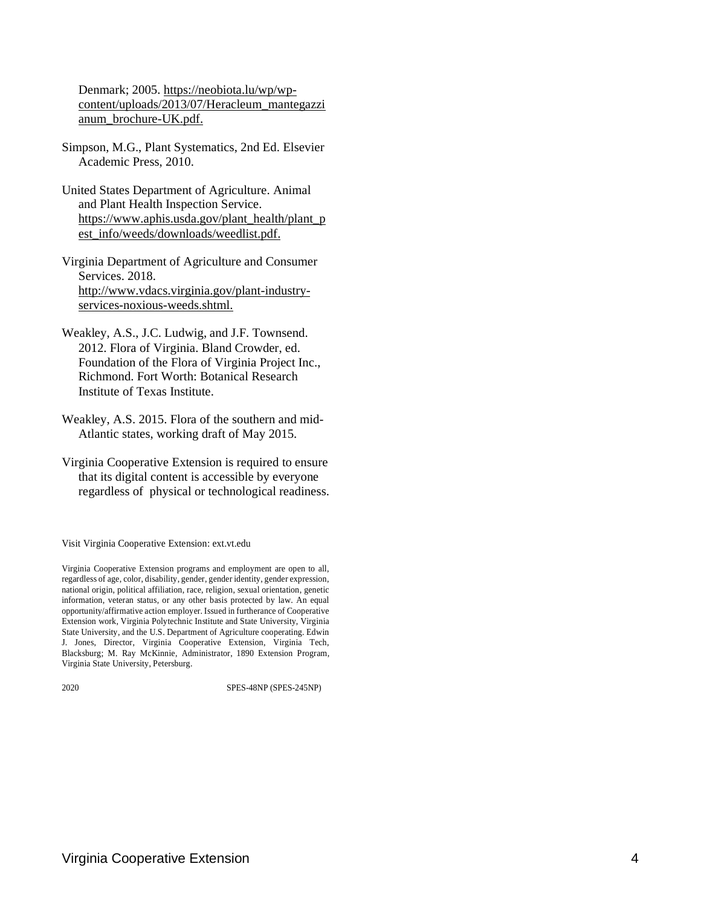Denmark; 2005. https://neobiota.lu/wp/wp-content/uploads/2013/07/Heracleum_mantegazzianum_brochure-UK.pdf.

Simpson, M.G., Plant Systematics, 2nd Ed. Elsevier Academic Press, 2010.

United States Department of Agriculture. Animal and Plant Health Inspection Service. https://www.aphis.usda.gov/plant_health/plant_pest_info/weeds/downloads/weedlist.pdf.

Virginia Department of Agriculture and Consumer Services. 2018. http://www.vdacs.virginia.gov/plant-industry-services-noxious-weeds.shtml.

Weakley, A.S., J.C. Ludwig, and J.F. Townsend. 2012. Flora of Virginia. Bland Crowder, ed. Foundation of the Flora of Virginia Project Inc., Richmond. Fort Worth: Botanical Research Institute of Texas Institute.

Weakley, A.S. 2015. Flora of the southern and mid-Atlantic states, working draft of May 2015.

Virginia Cooperative Extension is required to ensure that its digital content is accessible by everyone regardless of physical or technological readiness.

Visit Virginia Cooperative Extension: ext.vt.edu

Virginia Cooperative Extension programs and employment are open to all, regardless of age, color, disability, gender, gender identity, gender expression, national origin, political affiliation, race, religion, sexual orientation, genetic information, veteran status, or any other basis protected by law. An equal opportunity/affirmative action employer. Issued in furtherance of Cooperative Extension work, Virginia Polytechnic Institute and State University, Virginia State University, and the U.S. Department of Agriculture cooperating. Edwin J. Jones, Director, Virginia Cooperative Extension, Virginia Tech, Blacksburg; M. Ray McKinnie, Administrator, 1890 Extension Program, Virginia State University, Petersburg.

2020 SPES-48NP (SPES-245NP)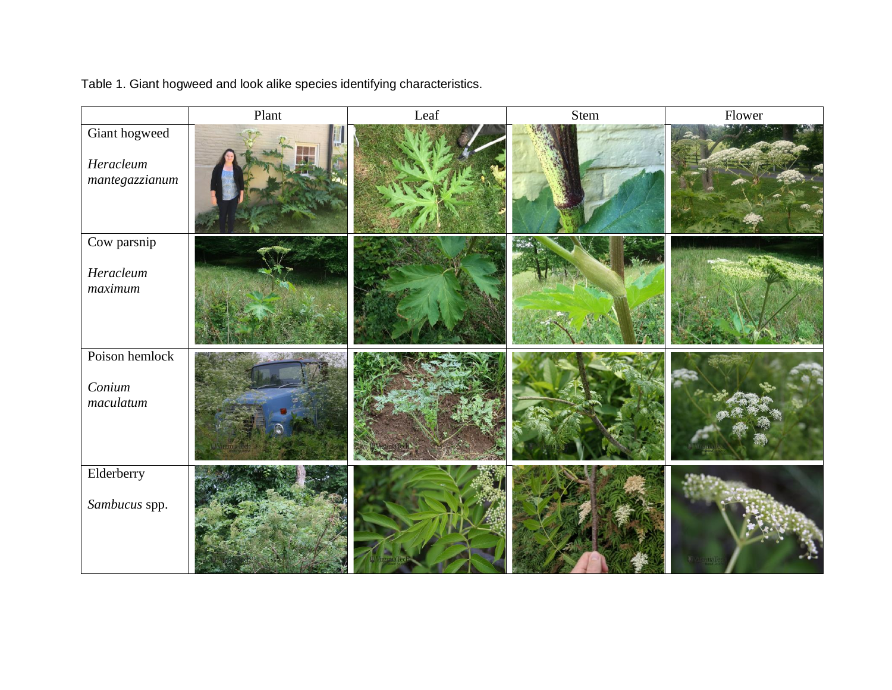Table 1. Giant hogweed and look alike species identifying characteristics.

| | Plant | Leaf | Stem | Flower |
|---|---|---|---|---|
| Giant hogweed *Heracleum mantegazzianum* | | | | |
| Cow parsnip *Heracleum maximum* | | | | |
| Poison hemlock *Conium maculatum* | | | | |
| Elderberry *Sambucus* spp. | | | | |